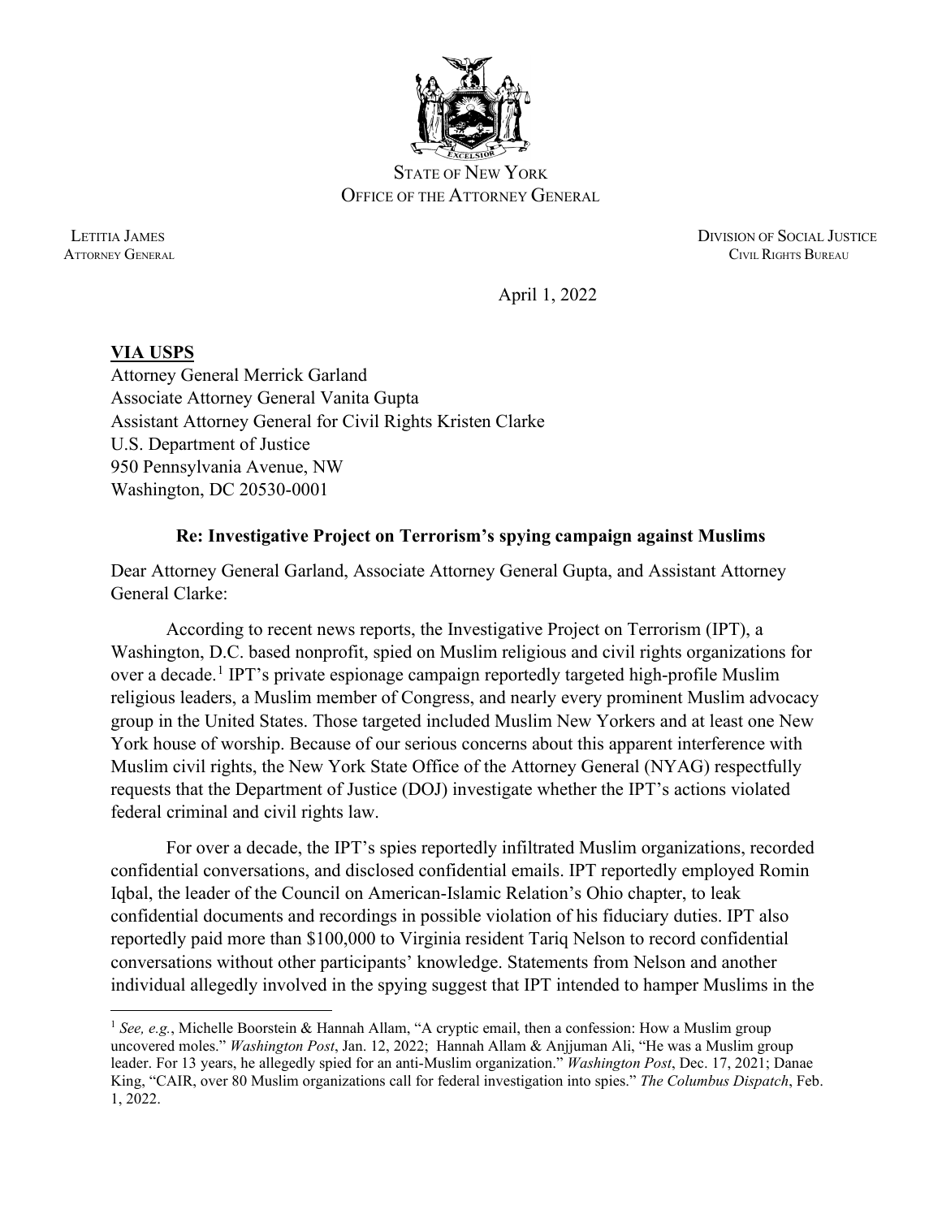STATE OF NEW YORK
OFFICE OF THE ATTORNEY GENERAL

LETITIA JAMES
ATTORNEY GENERAL

DIVISION OF SOCIAL JUSTICE
CIVIL RIGHTS BUREAU

April 1, 2022

**VIA USPS**
Attorney General Merrick Garland
Associate Attorney General Vanita Gupta
Assistant Attorney General for Civil Rights Kristen Clarke
U.S. Department of Justice
950 Pennsylvania Avenue, NW
Washington, DC 20530-0001

**Re: Investigative Project on Terrorism's spying campaign against Muslims**

Dear Attorney General Garland, Associate Attorney General Gupta, and Assistant Attorney General Clarke:

According to recent news reports, the Investigative Project on Terrorism (IPT), a Washington, D.C. based nonprofit, spied on Muslim religious and civil rights organizations for over a decade.[1] IPT's private espionage campaign reportedly targeted high-profile Muslim religious leaders, a Muslim member of Congress, and nearly every prominent Muslim advocacy group in the United States. Those targeted included Muslim New Yorkers and at least one New York house of worship. Because of our serious concerns about this apparent interference with Muslim civil rights, the New York State Office of the Attorney General (NYAG) respectfully requests that the Department of Justice (DOJ) investigate whether the IPT's actions violated federal criminal and civil rights law.

For over a decade, the IPT's spies reportedly infiltrated Muslim organizations, recorded confidential conversations, and disclosed confidential emails. IPT reportedly employed Romin Iqbal, the leader of the Council on American-Islamic Relation's Ohio chapter, to leak confidential documents and recordings in possible violation of his fiduciary duties. IPT also reportedly paid more than $100,000 to Virginia resident Tariq Nelson to record confidential conversations without other participants' knowledge. Statements from Nelson and another individual allegedly involved in the spying suggest that IPT intended to hamper Muslims in the

[1] *See, e.g.*, Michelle Boorstein & Hannah Allam, "A cryptic email, then a confession: How a Muslim group uncovered moles." *Washington Post*, Jan. 12, 2022; Hannah Allam & Anjjuman Ali, "He was a Muslim group leader. For 13 years, he allegedly spied for an anti-Muslim organization." *Washington Post*, Dec. 17, 2021; Danae King, "CAIR, over 80 Muslim organizations call for federal investigation into spies." *The Columbus Dispatch*, Feb. 1, 2022.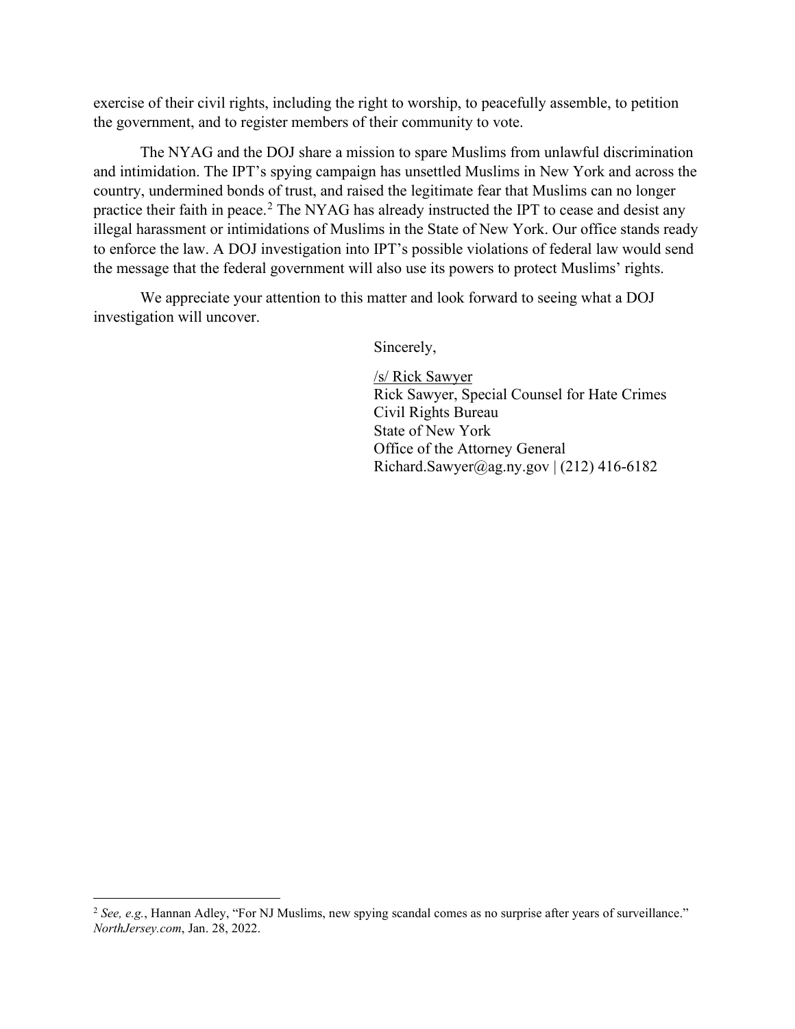exercise of their civil rights, including the right to worship, to peacefully assemble, to petition the government, and to register members of their community to vote.

The NYAG and the DOJ share a mission to spare Muslims from unlawful discrimination and intimidation. The IPT's spying campaign has unsettled Muslims in New York and across the country, undermined bonds of trust, and raised the legitimate fear that Muslims can no longer practice their faith in peace.[2] The NYAG has already instructed the IPT to cease and desist any illegal harassment or intimidations of Muslims in the State of New York. Our office stands ready to enforce the law. A DOJ investigation into IPT's possible violations of federal law would send the message that the federal government will also use its powers to protect Muslims' rights.

We appreciate your attention to this matter and look forward to seeing what a DOJ investigation will uncover.

Sincerely,

/s/ Rick Sawyer
Rick Sawyer, Special Counsel for Hate Crimes
Civil Rights Bureau
State of New York
Office of the Attorney General
Richard.Sawyer@ag.ny.gov | (212) 416-6182

---

[2] *See, e.g.*, Hannan Adley, "For NJ Muslims, new spying scandal comes as no surprise after years of surveillance." *NorthJersey.com*, Jan. 28, 2022.